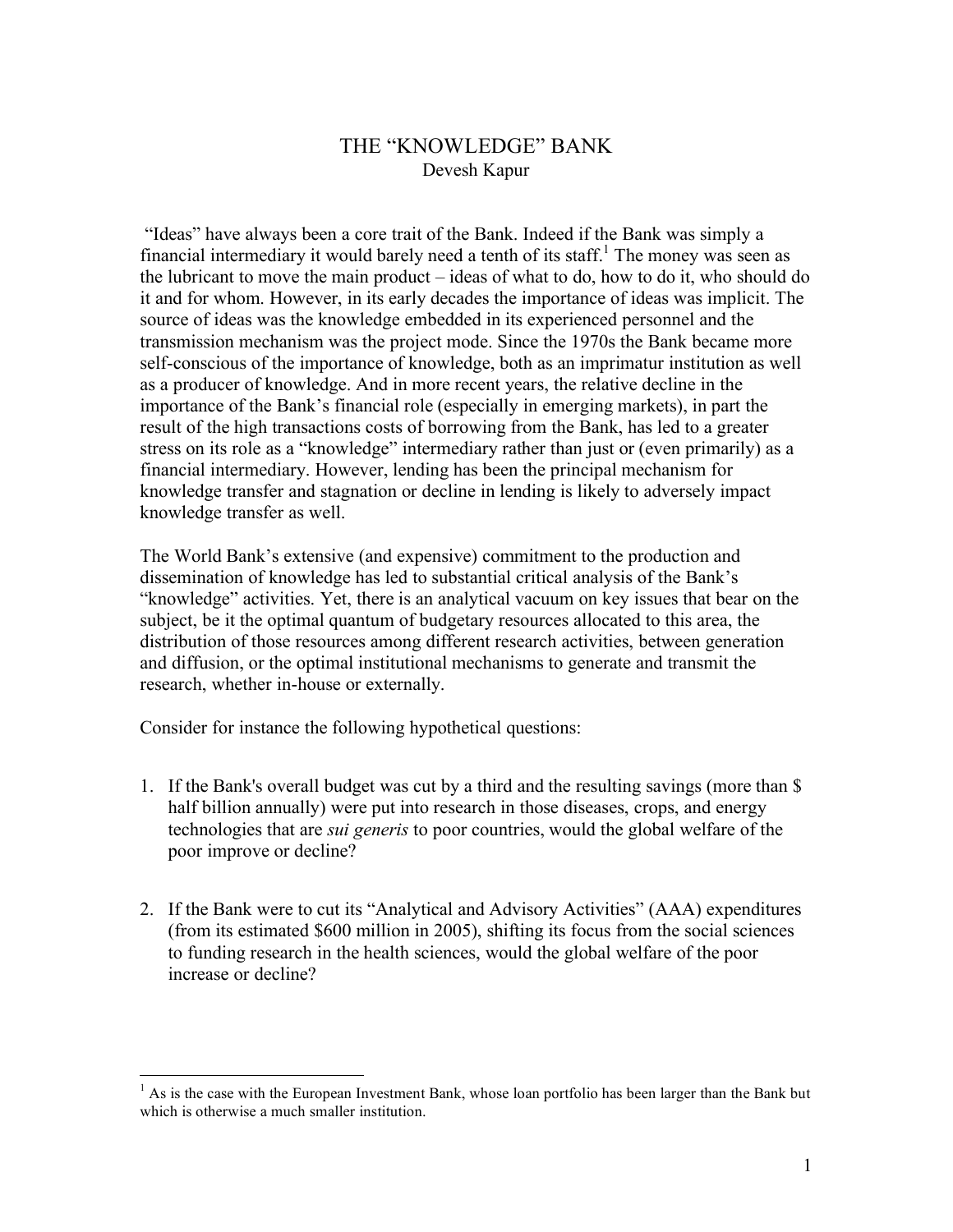# THE "KNOWLEDGE" BANK

Devesh Kapur

"Ideas" have always been a core trait of the Bank. Indeed if the Bank was simply a financial intermediary it would barely need a tenth of its staff.[1] The money was seen as the lubricant to move the main product – ideas of what to do, how to do it, who should do it and for whom. However, in its early decades the importance of ideas was implicit. The source of ideas was the knowledge embedded in its experienced personnel and the transmission mechanism was the project mode. Since the 1970s the Bank became more self-conscious of the importance of knowledge, both as an imprimatur institution as well as a producer of knowledge. And in more recent years, the relative decline in the importance of the Bank's financial role (especially in emerging markets), in part the result of the high transactions costs of borrowing from the Bank, has led to a greater stress on its role as a "knowledge" intermediary rather than just or (even primarily) as a financial intermediary. However, lending has been the principal mechanism for knowledge transfer and stagnation or decline in lending is likely to adversely impact knowledge transfer as well.

The World Bank's extensive (and expensive) commitment to the production and dissemination of knowledge has led to substantial critical analysis of the Bank's "knowledge" activities. Yet, there is an analytical vacuum on key issues that bear on the subject, be it the optimal quantum of budgetary resources allocated to this area, the distribution of those resources among different research activities, between generation and diffusion, or the optimal institutional mechanisms to generate and transmit the research, whether in-house or externally.

Consider for instance the following hypothetical questions:

1. If the Bank's overall budget was cut by a third and the resulting savings (more than $ half billion annually) were put into research in those diseases, crops, and energy technologies that are *sui generis* to poor countries, would the global welfare of the poor improve or decline?

2. If the Bank were to cut its "Analytical and Advisory Activities" (AAA) expenditures (from its estimated $600 million in 2005), shifting its focus from the social sciences to funding research in the health sciences, would the global welfare of the poor increase or decline?

---

[1] As is the case with the European Investment Bank, whose loan portfolio has been larger than the Bank but which is otherwise a much smaller institution.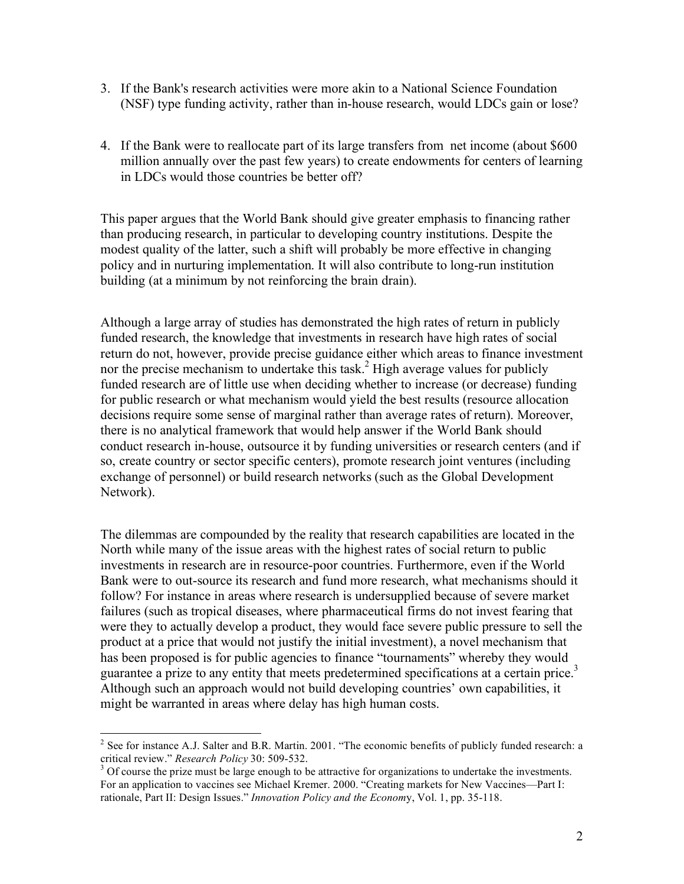3. If the Bank's research activities were more akin to a National Science Foundation (NSF) type funding activity, rather than in-house research, would LDCs gain or lose?

4. If the Bank were to reallocate part of its large transfers from net income (about $600 million annually over the past few years) to create endowments for centers of learning in LDCs would those countries be better off?

This paper argues that the World Bank should give greater emphasis to financing rather than producing research, in particular to developing country institutions. Despite the modest quality of the latter, such a shift will probably be more effective in changing policy and in nurturing implementation. It will also contribute to long-run institution building (at a minimum by not reinforcing the brain drain).

Although a large array of studies has demonstrated the high rates of return in publicly funded research, the knowledge that investments in research have high rates of social return do not, however, provide precise guidance either which areas to finance investment nor the precise mechanism to undertake this task.[2] High average values for publicly funded research are of little use when deciding whether to increase (or decrease) funding for public research or what mechanism would yield the best results (resource allocation decisions require some sense of marginal rather than average rates of return). Moreover, there is no analytical framework that would help answer if the World Bank should conduct research in-house, outsource it by funding universities or research centers (and if so, create country or sector specific centers), promote research joint ventures (including exchange of personnel) or build research networks (such as the Global Development Network).

The dilemmas are compounded by the reality that research capabilities are located in the North while many of the issue areas with the highest rates of social return to public investments in research are in resource-poor countries. Furthermore, even if the World Bank were to out-source its research and fund more research, what mechanisms should it follow? For instance in areas where research is undersupplied because of severe market failures (such as tropical diseases, where pharmaceutical firms do not invest fearing that were they to actually develop a product, they would face severe public pressure to sell the product at a price that would not justify the initial investment), a novel mechanism that has been proposed is for public agencies to finance "tournaments" whereby they would guarantee a prize to any entity that meets predetermined specifications at a certain price.[3] Although such an approach would not build developing countries' own capabilities, it might be warranted in areas where delay has high human costs.

---

[2] See for instance A.J. Salter and B.R. Martin. 2001. "The economic benefits of publicly funded research: a critical review." *Research Policy* 30: 509-532.

[3] Of course the prize must be large enough to be attractive for organizations to undertake the investments. For an application to vaccines see Michael Kremer. 2000. "Creating markets for New Vaccines—Part I: rationale, Part II: Design Issues." *Innovation Policy and the Economy*, Vol. 1, pp. 35-118.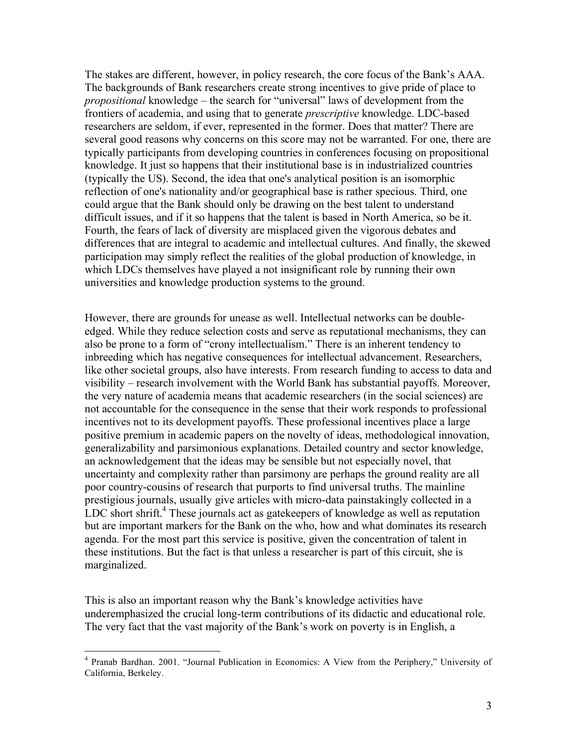The stakes are different, however, in policy research, the core focus of the Bank's AAA. The backgrounds of Bank researchers create strong incentives to give pride of place to *propositional* knowledge – the search for "universal" laws of development from the frontiers of academia, and using that to generate *prescriptive* knowledge. LDC-based researchers are seldom, if ever, represented in the former. Does that matter? There are several good reasons why concerns on this score may not be warranted. For one, there are typically participants from developing countries in conferences focusing on propositional knowledge. It just so happens that their institutional base is in industrialized countries (typically the US). Second, the idea that one's analytical position is an isomorphic reflection of one's nationality and/or geographical base is rather specious. Third, one could argue that the Bank should only be drawing on the best talent to understand difficult issues, and if it so happens that the talent is based in North America, so be it. Fourth, the fears of lack of diversity are misplaced given the vigorous debates and differences that are integral to academic and intellectual cultures. And finally, the skewed participation may simply reflect the realities of the global production of knowledge, in which LDCs themselves have played a not insignificant role by running their own universities and knowledge production systems to the ground.

However, there are grounds for unease as well. Intellectual networks can be double-edged. While they reduce selection costs and serve as reputational mechanisms, they can also be prone to a form of "crony intellectualism." There is an inherent tendency to inbreeding which has negative consequences for intellectual advancement. Researchers, like other societal groups, also have interests. From research funding to access to data and visibility – research involvement with the World Bank has substantial payoffs. Moreover, the very nature of academia means that academic researchers (in the social sciences) are not accountable for the consequence in the sense that their work responds to professional incentives not to its development payoffs. These professional incentives place a large positive premium in academic papers on the novelty of ideas, methodological innovation, generalizability and parsimonious explanations. Detailed country and sector knowledge, an acknowledgement that the ideas may be sensible but not especially novel, that uncertainty and complexity rather than parsimony are perhaps the ground reality are all poor country-cousins of research that purports to find universal truths. The mainline prestigious journals, usually give articles with micro-data painstakingly collected in a LDC short shrift.[4] These journals act as gatekeepers of knowledge as well as reputation but are important markers for the Bank on the who, how and what dominates its research agenda. For the most part this service is positive, given the concentration of talent in these institutions. But the fact is that unless a researcher is part of this circuit, she is marginalized.

This is also an important reason why the Bank's knowledge activities have underemphasized the crucial long-term contributions of its didactic and educational role. The very fact that the vast majority of the Bank's work on poverty is in English, a

---

[4] Pranab Bardhan. 2001. "Journal Publication in Economics: A View from the Periphery," University of California, Berkeley.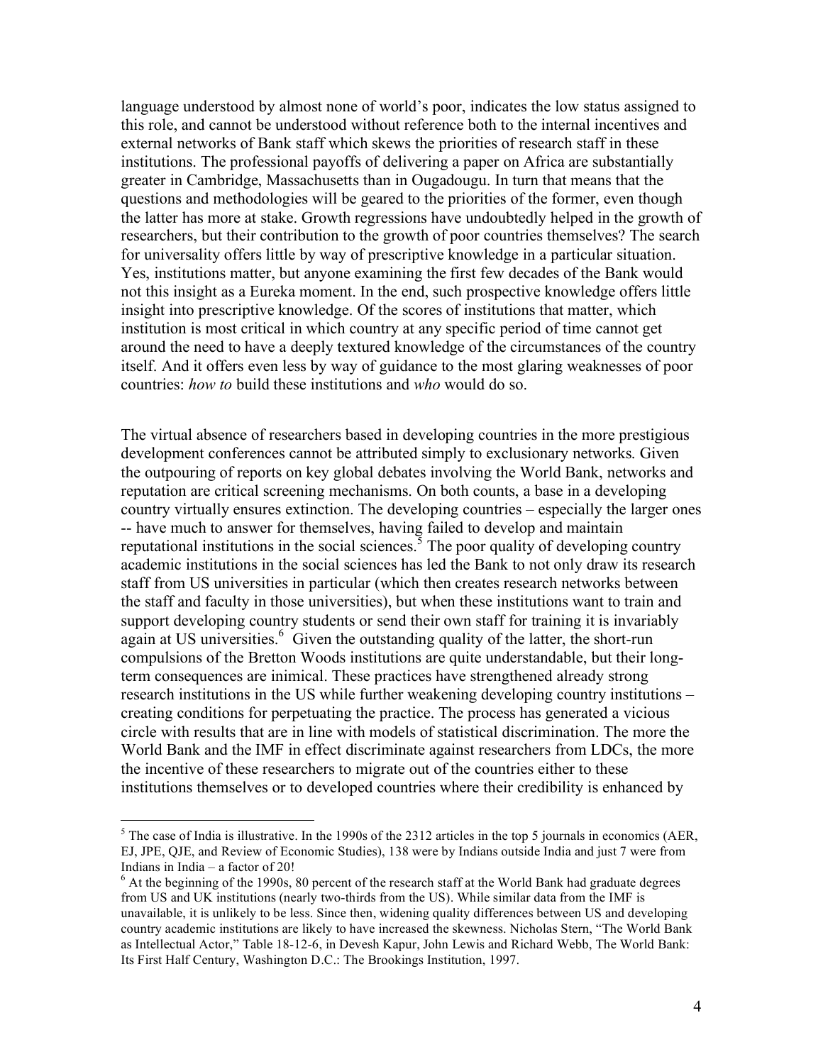language understood by almost none of world's poor, indicates the low status assigned to this role, and cannot be understood without reference both to the internal incentives and external networks of Bank staff which skews the priorities of research staff in these institutions. The professional payoffs of delivering a paper on Africa are substantially greater in Cambridge, Massachusetts than in Ougadougu. In turn that means that the questions and methodologies will be geared to the priorities of the former, even though the latter has more at stake. Growth regressions have undoubtedly helped in the growth of researchers, but their contribution to the growth of poor countries themselves? The search for universality offers little by way of prescriptive knowledge in a particular situation. Yes, institutions matter, but anyone examining the first few decades of the Bank would not this insight as a Eureka moment. In the end, such prospective knowledge offers little insight into prescriptive knowledge. Of the scores of institutions that matter, which institution is most critical in which country at any specific period of time cannot get around the need to have a deeply textured knowledge of the circumstances of the country itself. And it offers even less by way of guidance to the most glaring weaknesses of poor countries: *how to* build these institutions and *who* would do so.

The virtual absence of researchers based in developing countries in the more prestigious development conferences cannot be attributed simply to exclusionary networks. Given the outpouring of reports on key global debates involving the World Bank, networks and reputation are critical screening mechanisms. On both counts, a base in a developing country virtually ensures extinction. The developing countries – especially the larger ones -- have much to answer for themselves, having failed to develop and maintain reputational institutions in the social sciences.[5] The poor quality of developing country academic institutions in the social sciences has led the Bank to not only draw its research staff from US universities in particular (which then creates research networks between the staff and faculty in those universities), but when these institutions want to train and support developing country students or send their own staff for training it is invariably again at US universities.[6] Given the outstanding quality of the latter, the short-run compulsions of the Bretton Woods institutions are quite understandable, but their long-term consequences are inimical. These practices have strengthened already strong research institutions in the US while further weakening developing country institutions – creating conditions for perpetuating the practice. The process has generated a vicious circle with results that are in line with models of statistical discrimination. The more the World Bank and the IMF in effect discriminate against researchers from LDCs, the more the incentive of these researchers to migrate out of the countries either to these institutions themselves or to developed countries where their credibility is enhanced by

---

[5] The case of India is illustrative. In the 1990s of the 2312 articles in the top 5 journals in economics (AER, EJ, JPE, QJE, and Review of Economic Studies), 138 were by Indians outside India and just 7 were from Indians in India – a factor of 20!

[6] At the beginning of the 1990s, 80 percent of the research staff at the World Bank had graduate degrees from US and UK institutions (nearly two-thirds from the US). While similar data from the IMF is unavailable, it is unlikely to be less. Since then, widening quality differences between US and developing country academic institutions are likely to have increased the skewness. Nicholas Stern, "The World Bank as Intellectual Actor," Table 18-12-6, in Devesh Kapur, John Lewis and Richard Webb, The World Bank: Its First Half Century, Washington D.C.: The Brookings Institution, 1997.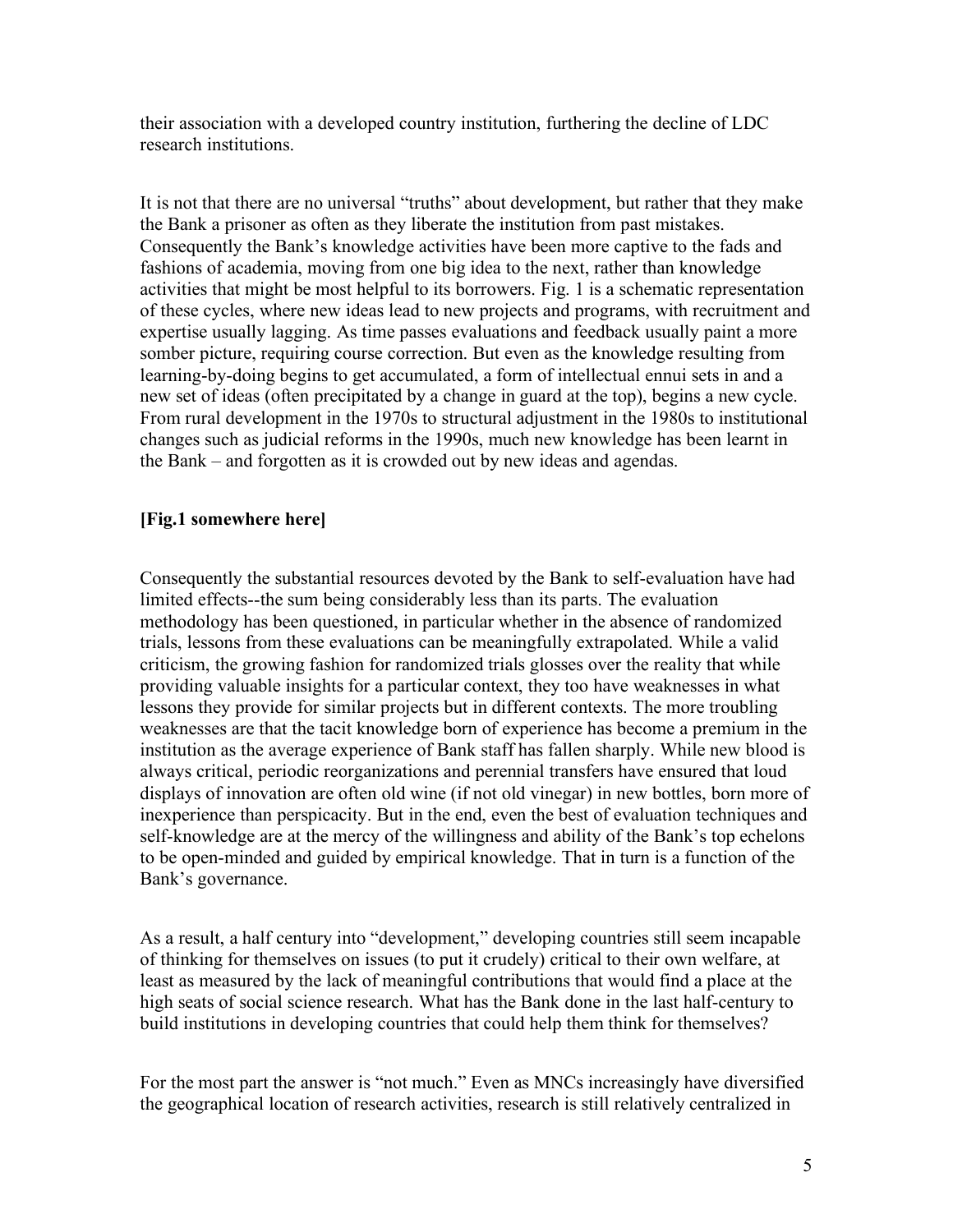their association with a developed country institution, furthering the decline of LDC research institutions.

It is not that there are no universal "truths" about development, but rather that they make the Bank a prisoner as often as they liberate the institution from past mistakes. Consequently the Bank's knowledge activities have been more captive to the fads and fashions of academia, moving from one big idea to the next, rather than knowledge activities that might be most helpful to its borrowers. Fig. 1 is a schematic representation of these cycles, where new ideas lead to new projects and programs, with recruitment and expertise usually lagging. As time passes evaluations and feedback usually paint a more somber picture, requiring course correction. But even as the knowledge resulting from learning-by-doing begins to get accumulated, a form of intellectual ennui sets in and a new set of ideas (often precipitated by a change in guard at the top), begins a new cycle. From rural development in the 1970s to structural adjustment in the 1980s to institutional changes such as judicial reforms in the 1990s, much new knowledge has been learnt in the Bank – and forgotten as it is crowded out by new ideas and agendas.

**[Fig.1 somewhere here]**

Consequently the substantial resources devoted by the Bank to self-evaluation have had limited effects--the sum being considerably less than its parts. The evaluation methodology has been questioned, in particular whether in the absence of randomized trials, lessons from these evaluations can be meaningfully extrapolated. While a valid criticism, the growing fashion for randomized trials glosses over the reality that while providing valuable insights for a particular context, they too have weaknesses in what lessons they provide for similar projects but in different contexts. The more troubling weaknesses are that the tacit knowledge born of experience has become a premium in the institution as the average experience of Bank staff has fallen sharply. While new blood is always critical, periodic reorganizations and perennial transfers have ensured that loud displays of innovation are often old wine (if not old vinegar) in new bottles, born more of inexperience than perspicacity. But in the end, even the best of evaluation techniques and self-knowledge are at the mercy of the willingness and ability of the Bank's top echelons to be open-minded and guided by empirical knowledge. That in turn is a function of the Bank's governance.

As a result, a half century into "development," developing countries still seem incapable of thinking for themselves on issues (to put it crudely) critical to their own welfare, at least as measured by the lack of meaningful contributions that would find a place at the high seats of social science research. What has the Bank done in the last half-century to build institutions in developing countries that could help them think for themselves?

For the most part the answer is "not much." Even as MNCs increasingly have diversified the geographical location of research activities, research is still relatively centralized in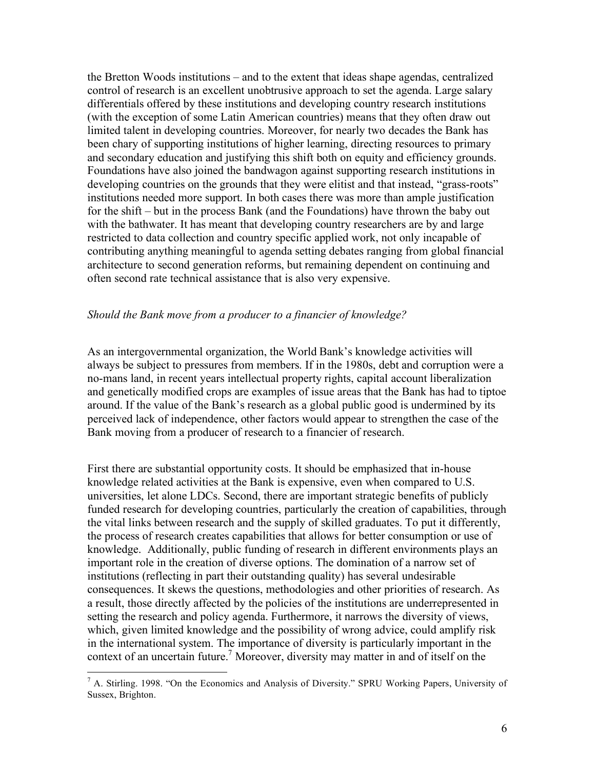the Bretton Woods institutions – and to the extent that ideas shape agendas, centralized control of research is an excellent unobtrusive approach to set the agenda. Large salary differentials offered by these institutions and developing country research institutions (with the exception of some Latin American countries) means that they often draw out limited talent in developing countries. Moreover, for nearly two decades the Bank has been chary of supporting institutions of higher learning, directing resources to primary and secondary education and justifying this shift both on equity and efficiency grounds. Foundations have also joined the bandwagon against supporting research institutions in developing countries on the grounds that they were elitist and that instead, "grass-roots" institutions needed more support. In both cases there was more than ample justification for the shift – but in the process Bank (and the Foundations) have thrown the baby out with the bathwater. It has meant that developing country researchers are by and large restricted to data collection and country specific applied work, not only incapable of contributing anything meaningful to agenda setting debates ranging from global financial architecture to second generation reforms, but remaining dependent on continuing and often second rate technical assistance that is also very expensive.

*Should the Bank move from a producer to a financier of knowledge?*

As an intergovernmental organization, the World Bank's knowledge activities will always be subject to pressures from members. If in the 1980s, debt and corruption were a no-mans land, in recent years intellectual property rights, capital account liberalization and genetically modified crops are examples of issue areas that the Bank has had to tiptoe around. If the value of the Bank's research as a global public good is undermined by its perceived lack of independence, other factors would appear to strengthen the case of the Bank moving from a producer of research to a financier of research.

First there are substantial opportunity costs. It should be emphasized that in-house knowledge related activities at the Bank is expensive, even when compared to U.S. universities, let alone LDCs. Second, there are important strategic benefits of publicly funded research for developing countries, particularly the creation of capabilities, through the vital links between research and the supply of skilled graduates. To put it differently, the process of research creates capabilities that allows for better consumption or use of knowledge. Additionally, public funding of research in different environments plays an important role in the creation of diverse options. The domination of a narrow set of institutions (reflecting in part their outstanding quality) has several undesirable consequences. It skews the questions, methodologies and other priorities of research. As a result, those directly affected by the policies of the institutions are underrepresented in setting the research and policy agenda. Furthermore, it narrows the diversity of views, which, given limited knowledge and the possibility of wrong advice, could amplify risk in the international system. The importance of diversity is particularly important in the context of an uncertain future.[7] Moreover, diversity may matter in and of itself on the

[7] A. Stirling. 1998. "On the Economics and Analysis of Diversity." SPRU Working Papers, University of Sussex, Brighton.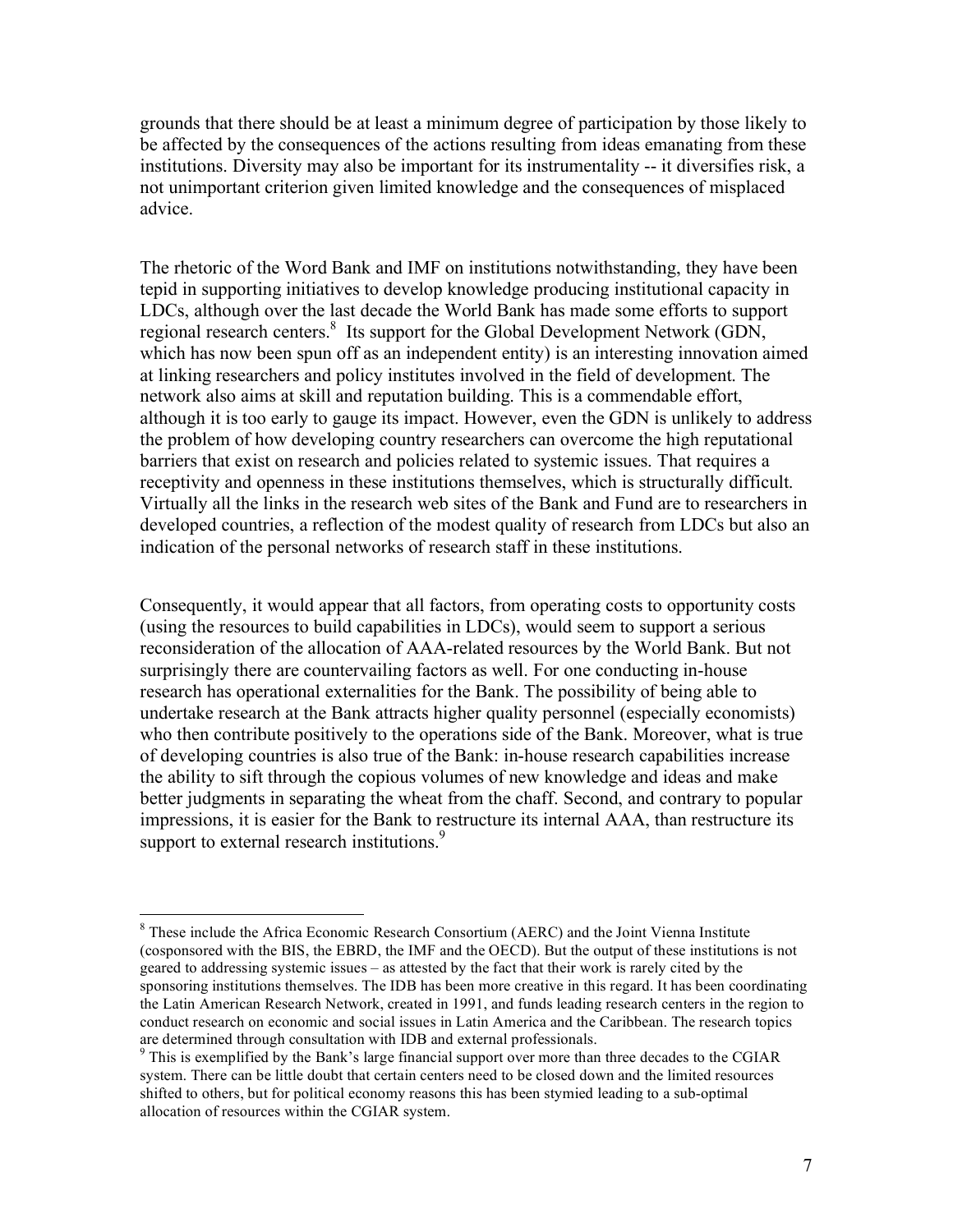grounds that there should be at least a minimum degree of participation by those likely to be affected by the consequences of the actions resulting from ideas emanating from these institutions. Diversity may also be important for its instrumentality -- it diversifies risk, a not unimportant criterion given limited knowledge and the consequences of misplaced advice.

The rhetoric of the Word Bank and IMF on institutions notwithstanding, they have been tepid in supporting initiatives to develop knowledge producing institutional capacity in LDCs, although over the last decade the World Bank has made some efforts to support regional research centers.[8] Its support for the Global Development Network (GDN, which has now been spun off as an independent entity) is an interesting innovation aimed at linking researchers and policy institutes involved in the field of development. The network also aims at skill and reputation building. This is a commendable effort, although it is too early to gauge its impact. However, even the GDN is unlikely to address the problem of how developing country researchers can overcome the high reputational barriers that exist on research and policies related to systemic issues. That requires a receptivity and openness in these institutions themselves, which is structurally difficult. Virtually all the links in the research web sites of the Bank and Fund are to researchers in developed countries, a reflection of the modest quality of research from LDCs but also an indication of the personal networks of research staff in these institutions.

Consequently, it would appear that all factors, from operating costs to opportunity costs (using the resources to build capabilities in LDCs), would seem to support a serious reconsideration of the allocation of AAA-related resources by the World Bank. But not surprisingly there are countervailing factors as well. For one conducting in-house research has operational externalities for the Bank. The possibility of being able to undertake research at the Bank attracts higher quality personnel (especially economists) who then contribute positively to the operations side of the Bank. Moreover, what is true of developing countries is also true of the Bank: in-house research capabilities increase the ability to sift through the copious volumes of new knowledge and ideas and make better judgments in separating the wheat from the chaff. Second, and contrary to popular impressions, it is easier for the Bank to restructure its internal AAA, than restructure its support to external research institutions.[9]

---

[8] These include the Africa Economic Research Consortium (AERC) and the Joint Vienna Institute (cosponsored with the BIS, the EBRD, the IMF and the OECD). But the output of these institutions is not geared to addressing systemic issues – as attested by the fact that their work is rarely cited by the sponsoring institutions themselves. The IDB has been more creative in this regard. It has been coordinating the Latin American Research Network, created in 1991, and funds leading research centers in the region to conduct research on economic and social issues in Latin America and the Caribbean. The research topics are determined through consultation with IDB and external professionals.

[9] This is exemplified by the Bank's large financial support over more than three decades to the CGIAR system. There can be little doubt that certain centers need to be closed down and the limited resources shifted to others, but for political economy reasons this has been stymied leading to a sub-optimal allocation of resources within the CGIAR system.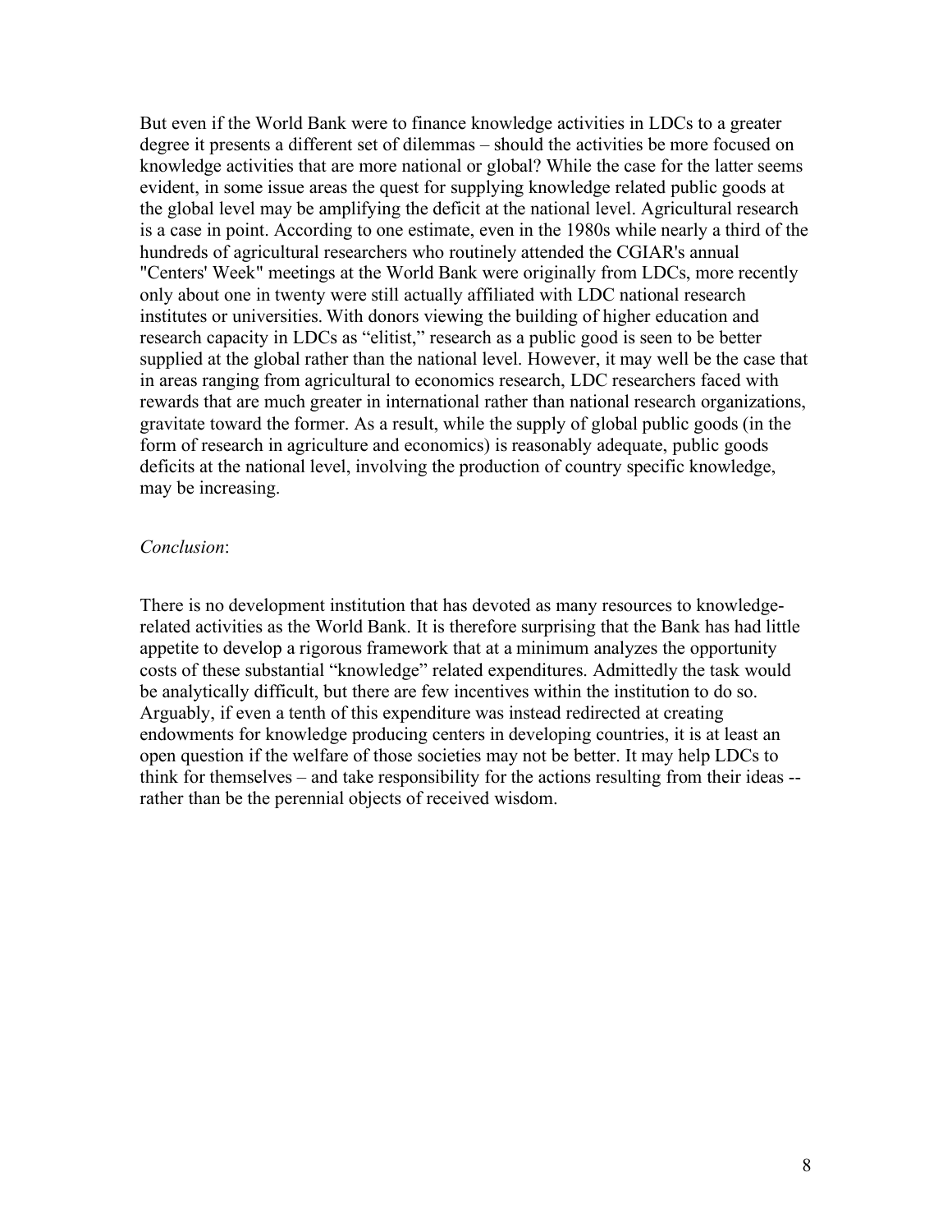But even if the World Bank were to finance knowledge activities in LDCs to a greater degree it presents a different set of dilemmas – should the activities be more focused on knowledge activities that are more national or global? While the case for the latter seems evident, in some issue areas the quest for supplying knowledge related public goods at the global level may be amplifying the deficit at the national level. Agricultural research is a case in point. According to one estimate, even in the 1980s while nearly a third of the hundreds of agricultural researchers who routinely attended the CGIAR's annual "Centers' Week" meetings at the World Bank were originally from LDCs, more recently only about one in twenty were still actually affiliated with LDC national research institutes or universities. With donors viewing the building of higher education and research capacity in LDCs as "elitist," research as a public good is seen to be better supplied at the global rather than the national level. However, it may well be the case that in areas ranging from agricultural to economics research, LDC researchers faced with rewards that are much greater in international rather than national research organizations, gravitate toward the former. As a result, while the supply of global public goods (in the form of research in agriculture and economics) is reasonably adequate, public goods deficits at the national level, involving the production of country specific knowledge, may be increasing.

*Conclusion*:

There is no development institution that has devoted as many resources to knowledge-related activities as the World Bank. It is therefore surprising that the Bank has had little appetite to develop a rigorous framework that at a minimum analyzes the opportunity costs of these substantial "knowledge" related expenditures. Admittedly the task would be analytically difficult, but there are few incentives within the institution to do so. Arguably, if even a tenth of this expenditure was instead redirected at creating endowments for knowledge producing centers in developing countries, it is at least an open question if the welfare of those societies may not be better. It may help LDCs to think for themselves – and take responsibility for the actions resulting from their ideas -- rather than be the perennial objects of received wisdom.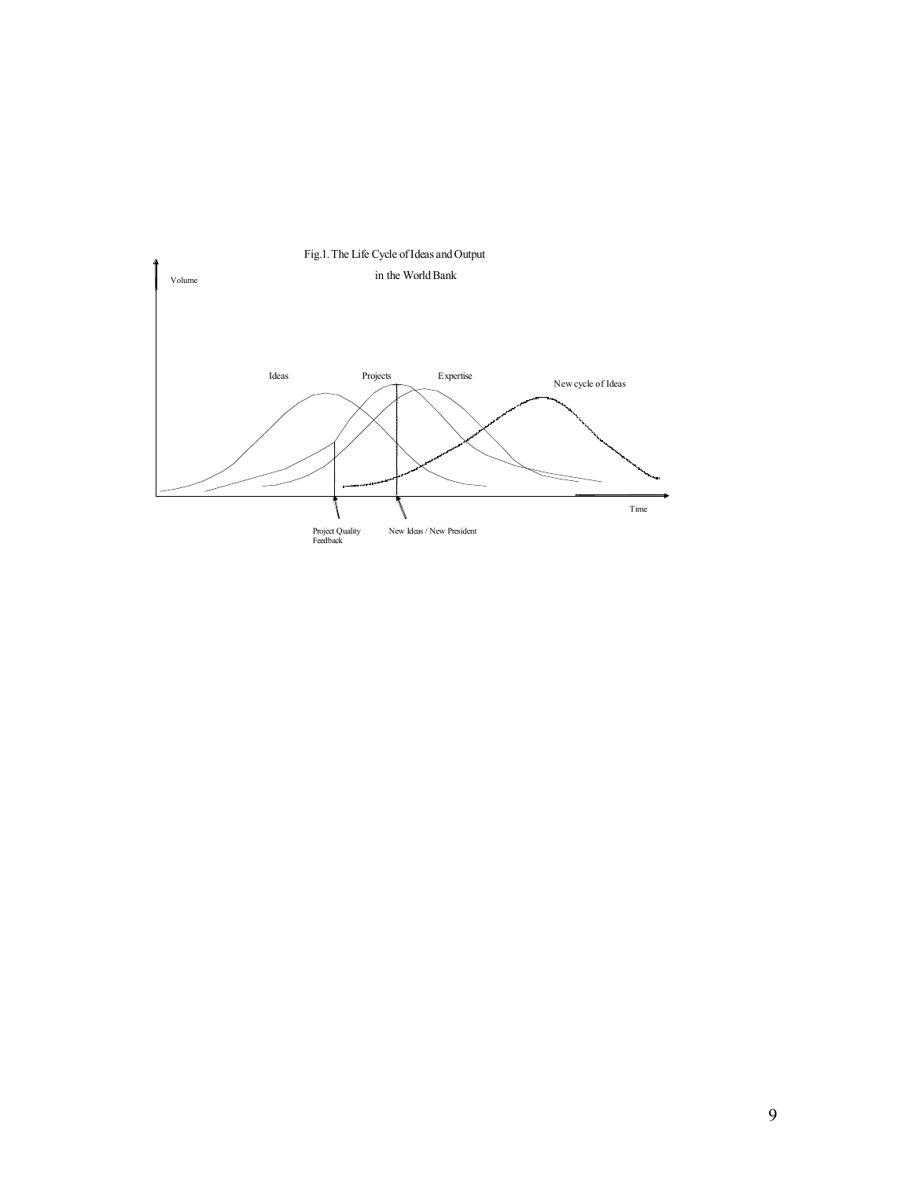Fig.1. The Life Cycle of Ideas and Output in the World Bank

Volume

Ideas

Projects

Expertise

New cycle of Ideas

Time

Project Quality Feedback

New Ideas / New President